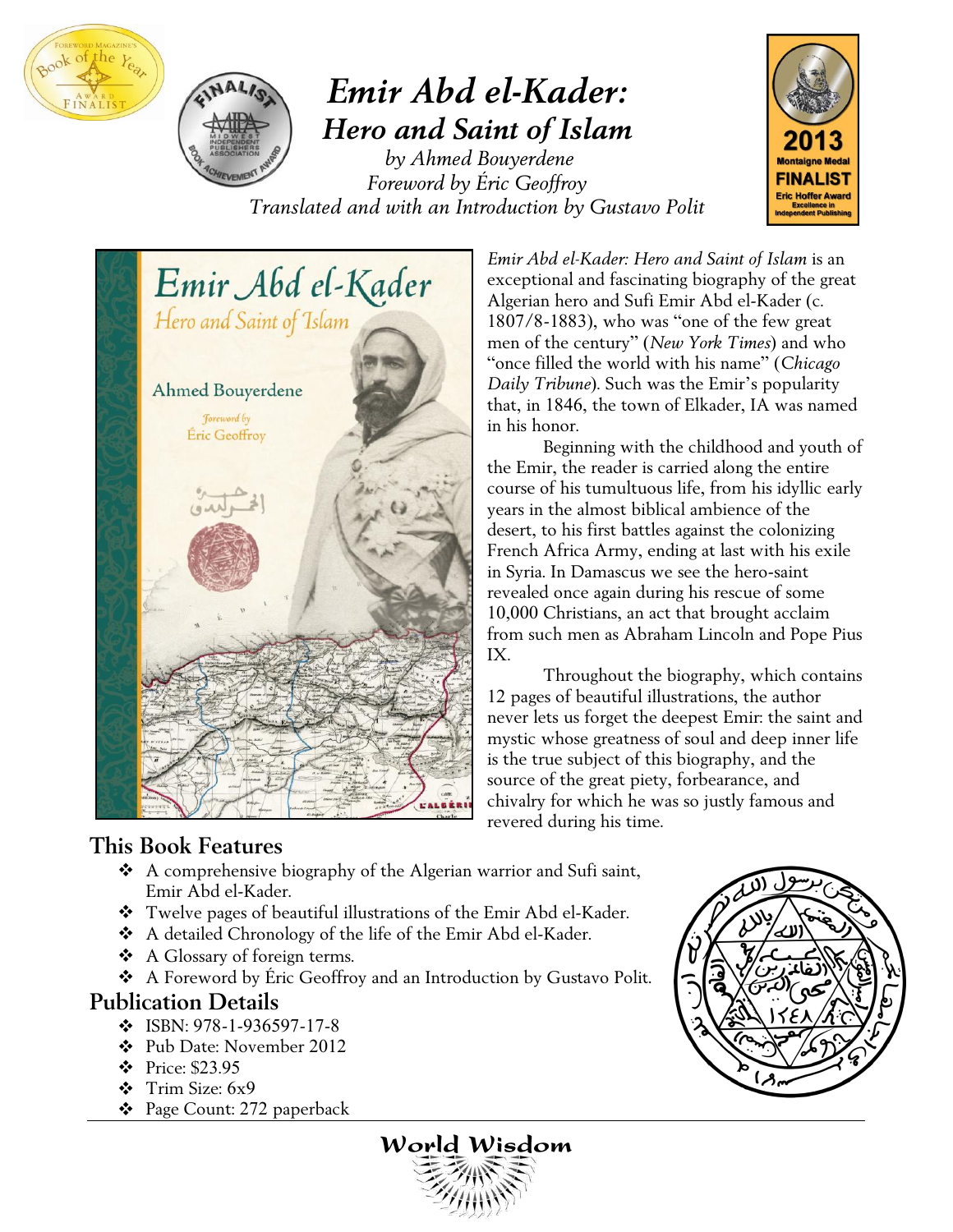# *Emir Abd el-Kader: Hero and Saint of Islam*

*by Ahmed Bouyerdene*
*Foreword by Éric Geoffroy*
*Translated and with an Introduction by Gustavo Polit*

*Emir Abd el-Kader: Hero and Saint of Islam* is an exceptional and fascinating biography of the great Algerian hero and Sufi Emir Abd el-Kader (c. 1807/8-1883), who was "one of the few great men of the century" (*New York Times*) and who "once filled the world with his name" (*Chicago Daily Tribune*). Such was the Emir's popularity that, in 1846, the town of Elkader, IA was named in his honor.

Beginning with the childhood and youth of the Emir, the reader is carried along the entire course of his tumultuous life, from his idyllic early years in the almost biblical ambience of the desert, to his first battles against the colonizing French Africa Army, ending at last with his exile in Syria. In Damascus we see the hero-saint revealed once again during his rescue of some 10,000 Christians, an act that brought acclaim from such men as Abraham Lincoln and Pope Pius IX.

Throughout the biography, which contains 12 pages of beautiful illustrations, the author never lets us forget the deepest Emir: the saint and mystic whose greatness of soul and deep inner life is the true subject of this biography, and the source of the great piety, forbearance, and chivalry for which he was so justly famous and revered during his time.

## This Book Features

- A comprehensive biography of the Algerian warrior and Sufi saint, Emir Abd el-Kader.
- Twelve pages of beautiful illustrations of the Emir Abd el-Kader.
- A detailed Chronology of the life of the Emir Abd el-Kader.
- A Glossary of foreign terms.
- A Foreword by Éric Geoffroy and an Introduction by Gustavo Polit.

## Publication Details

- ISBN: 978-1-936597-17-8
- Pub Date: November 2012
- Price: $23.95
- Trim Size: 6x9
- Page Count: 272 paperback

World Wisdom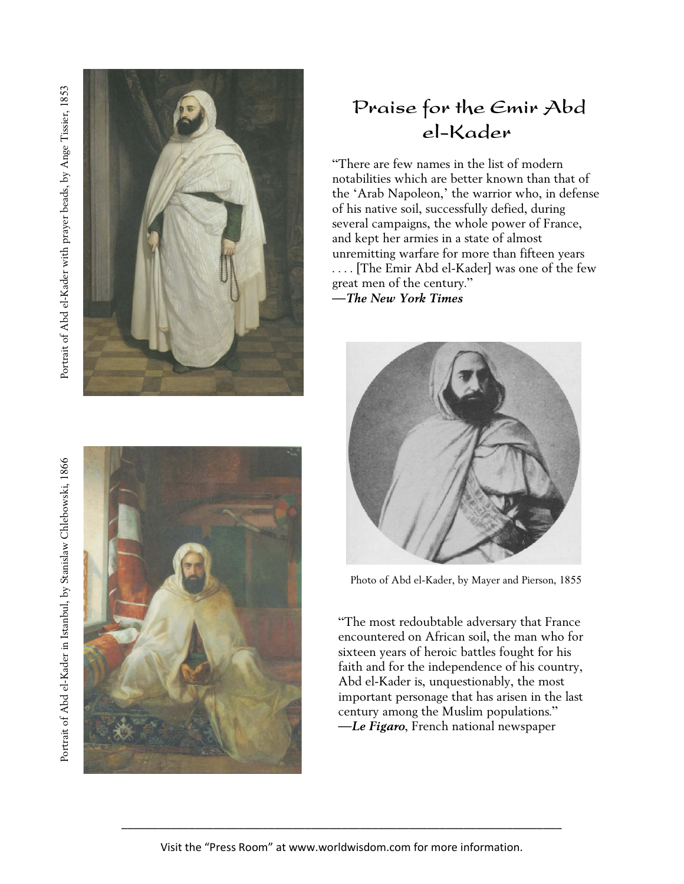# Praise for the Emir Abd el-Kader

Portrait of Abd el-Kader with prayer beads, by Ange Tissier, 1853

"There are few names in the list of modern notabilities which are better known than that of the 'Arab Napoleon,' the warrior who, in defense of his native soil, successfully defied, during several campaigns, the whole power of France, and kept her armies in a state of almost unremitting warfare for more than fifteen years . . . . [The Emir Abd el-Kader] was one of the few great men of the century."
—***The New York Times***

Photo of Abd el-Kader, by Mayer and Pierson, 1855

Portrait of Abd el-Kader in Istanbul, by Stanislaw Chlebowski, 1866

"The most redoubtable adversary that France encountered on African soil, the man who for sixteen years of heroic battles fought for his faith and for the independence of his country, Abd el-Kader is, unquestionably, the most important personage that has arisen in the last century among the Muslim populations."
—***Le Figaro***, French national newspaper

Visit the "Press Room" at www.worldwisdom.com for more information.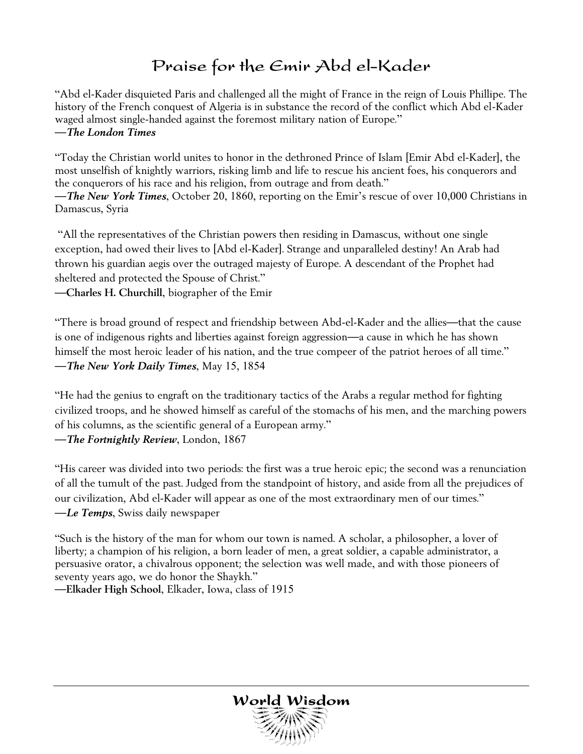# Praise for the Emir Abd el-Kader

"Abd el-Kader disquieted Paris and challenged all the might of France in the reign of Louis Phillipe. The history of the French conquest of Algeria is in substance the record of the conflict which Abd el-Kader waged almost single-handed against the foremost military nation of Europe."
**—*The London Times***

"Today the Christian world unites to honor in the dethroned Prince of Islam [Emir Abd el-Kader], the most unselfish of knightly warriors, risking limb and life to rescue his ancient foes, his conquerors and the conquerors of his race and his religion, from outrage and from death."
**—*The New York Times***, October 20, 1860, reporting on the Emir's rescue of over 10,000 Christians in Damascus, Syria

"All the representatives of the Christian powers then residing in Damascus, without one single exception, had owed their lives to [Abd el-Kader]. Strange and unparalleled destiny! An Arab had thrown his guardian aegis over the outraged majesty of Europe. A descendant of the Prophet had sheltered and protected the Spouse of Christ."
**—Charles H. Churchill**, biographer of the Emir

"There is broad ground of respect and friendship between Abd-el-Kader and the allies—that the cause is one of indigenous rights and liberties against foreign aggression—a cause in which he has shown himself the most heroic leader of his nation, and the true compeer of the patriot heroes of all time."
**—*The New York Daily Times***, May 15, 1854

"He had the genius to engraft on the traditionary tactics of the Arabs a regular method for fighting civilized troops, and he showed himself as careful of the stomachs of his men, and the marching powers of his columns, as the scientific general of a European army."
**—*The Fortnightly Review***, London, 1867

"His career was divided into two periods: the first was a true heroic epic; the second was a renunciation of all the tumult of the past. Judged from the standpoint of history, and aside from all the prejudices of our civilization, Abd el-Kader will appear as one of the most extraordinary men of our times."
**—*Le Temps***, Swiss daily newspaper

"Such is the history of the man for whom our town is named. A scholar, a philosopher, a lover of liberty; a champion of his religion, a born leader of men, a great soldier, a capable administrator, a persuasive orator, a chivalrous opponent; the selection was well made, and with those pioneers of seventy years ago, we do honor the Shaykh."
**—Elkader High School**, Elkader, Iowa, class of 1915

World Wisdom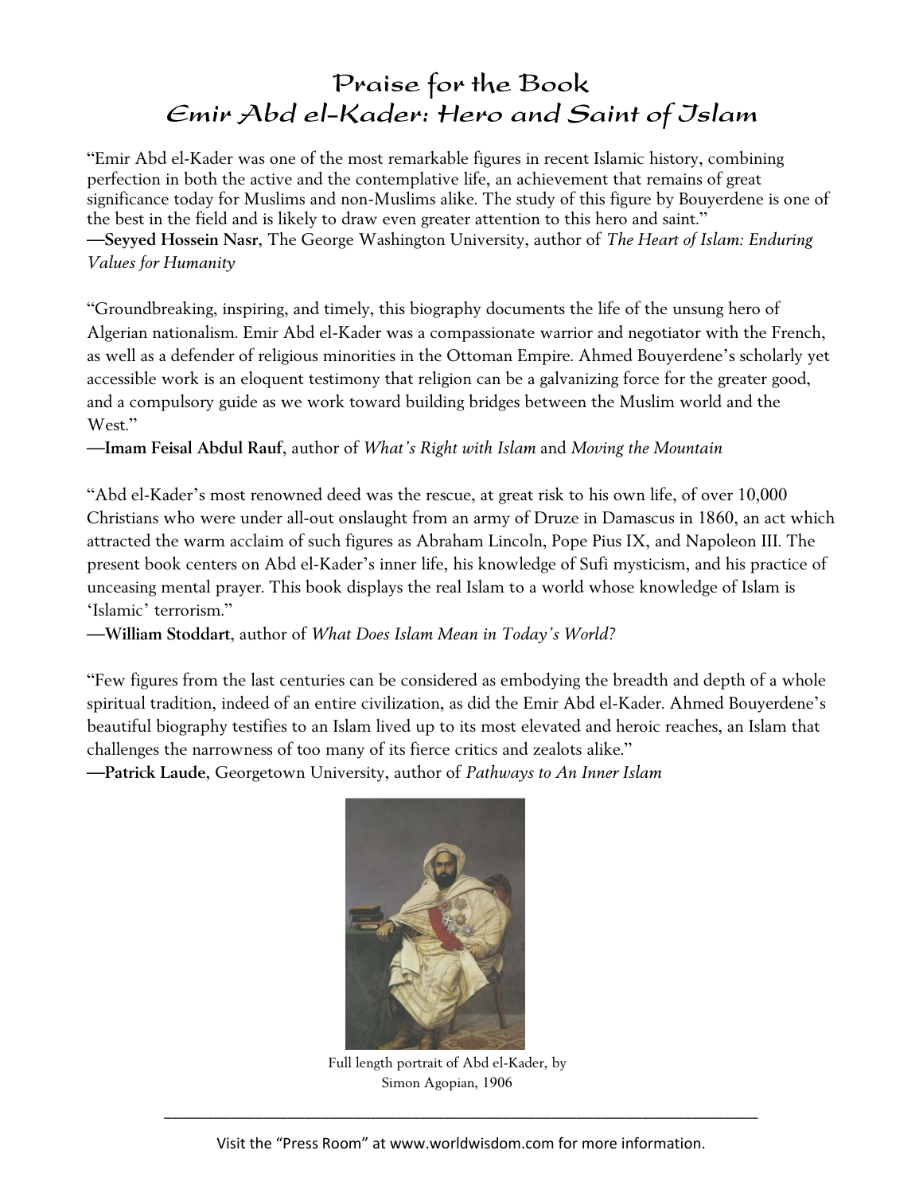# Praise for the Book
# *Emir Abd el-Kader: Hero and Saint of Islam*

"Emir Abd el-Kader was one of the most remarkable figures in recent Islamic history, combining perfection in both the active and the contemplative life, an achievement that remains of great significance today for Muslims and non-Muslims alike. The study of this figure by Bouyerdene is one of the best in the field and is likely to draw even greater attention to this hero and saint."
**—Seyyed Hossein Nasr**, The George Washington University, author of *The Heart of Islam: Enduring Values for Humanity*

"Groundbreaking, inspiring, and timely, this biography documents the life of the unsung hero of Algerian nationalism. Emir Abd el-Kader was a compassionate warrior and negotiator with the French, as well as a defender of religious minorities in the Ottoman Empire. Ahmed Bouyerdene's scholarly yet accessible work is an eloquent testimony that religion can be a galvanizing force for the greater good, and a compulsory guide as we work toward building bridges between the Muslim world and the West."
**—Imam Feisal Abdul Rauf**, author of *What's Right with Islam* and *Moving the Mountain*

"Abd el-Kader's most renowned deed was the rescue, at great risk to his own life, of over 10,000 Christians who were under all-out onslaught from an army of Druze in Damascus in 1860, an act which attracted the warm acclaim of such figures as Abraham Lincoln, Pope Pius IX, and Napoleon III. The present book centers on Abd el-Kader's inner life, his knowledge of Sufi mysticism, and his practice of unceasing mental prayer. This book displays the real Islam to a world whose knowledge of Islam is 'Islamic' terrorism."
**—William Stoddart**, author of *What Does Islam Mean in Today's World?*

"Few figures from the last centuries can be considered as embodying the breadth and depth of a whole spiritual tradition, indeed of an entire civilization, as did the Emir Abd el-Kader. Ahmed Bouyerdene's beautiful biography testifies to an Islam lived up to its most elevated and heroic reaches, an Islam that challenges the narrowness of too many of its fierce critics and zealots alike."
**—Patrick Laude**, Georgetown University, author of *Pathways to An Inner Islam*

Full length portrait of Abd el-Kader, by Simon Agopian, 1906

Visit the "Press Room" at www.worldwisdom.com for more information.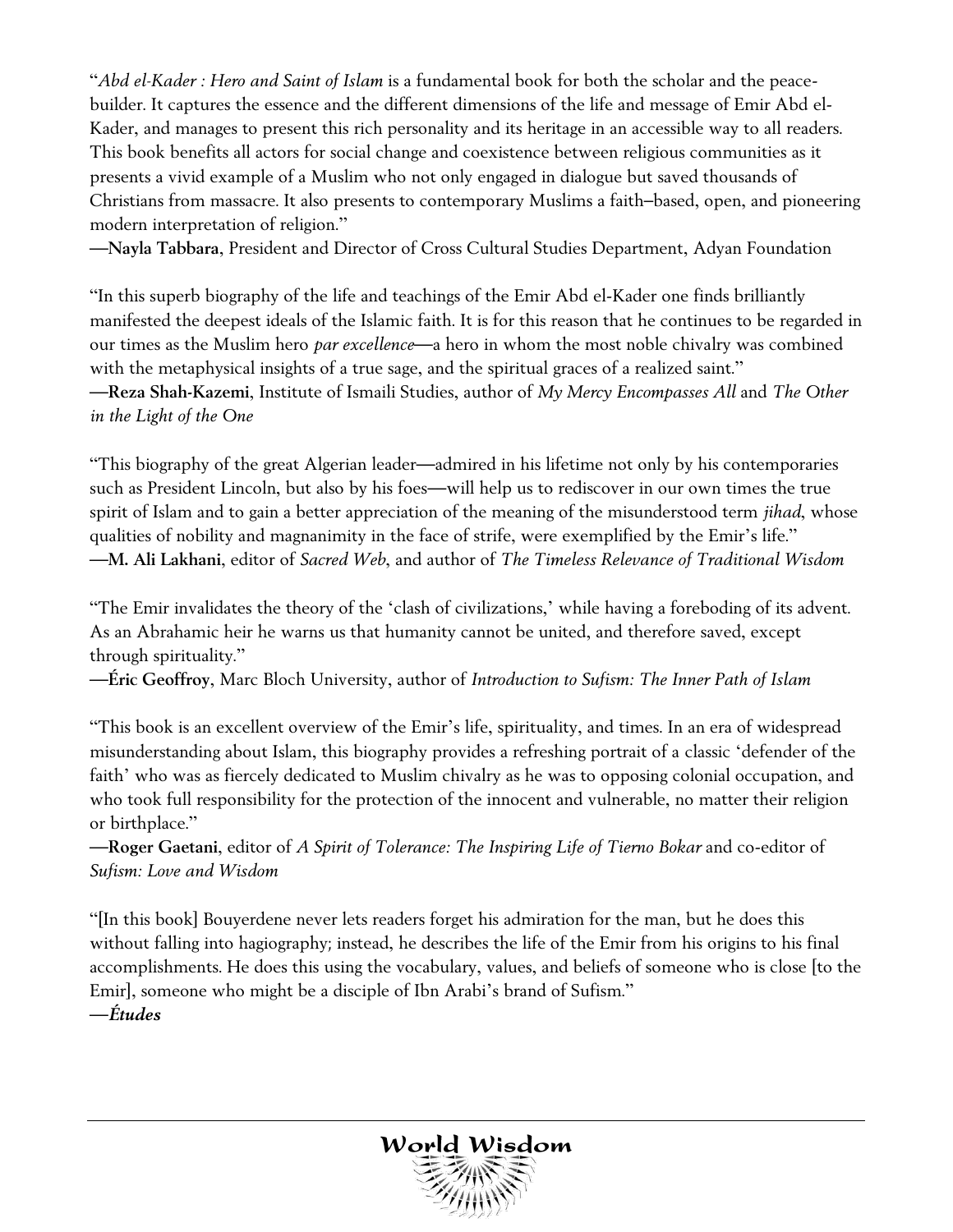"*Abd el-Kader : Hero and Saint of Islam* is a fundamental book for both the scholar and the peace-builder. It captures the essence and the different dimensions of the life and message of Emir Abd el-Kader, and manages to present this rich personality and its heritage in an accessible way to all readers. This book benefits all actors for social change and coexistence between religious communities as it presents a vivid example of a Muslim who not only engaged in dialogue but saved thousands of Christians from massacre. It also presents to contemporary Muslims a faith–based, open, and pioneering modern interpretation of religion."
—**Nayla Tabbara**, President and Director of Cross Cultural Studies Department, Adyan Foundation

"In this superb biography of the life and teachings of the Emir Abd el-Kader one finds brilliantly manifested the deepest ideals of the Islamic faith. It is for this reason that he continues to be regarded in our times as the Muslim hero *par excellence*—a hero in whom the most noble chivalry was combined with the metaphysical insights of a true sage, and the spiritual graces of a realized saint."
—**Reza Shah-Kazemi**, Institute of Ismaili Studies, author of *My Mercy Encompasses All* and *The Other in the Light of the One*

"This biography of the great Algerian leader—admired in his lifetime not only by his contemporaries such as President Lincoln, but also by his foes—will help us to rediscover in our own times the true spirit of Islam and to gain a better appreciation of the meaning of the misunderstood term *jihad*, whose qualities of nobility and magnanimity in the face of strife, were exemplified by the Emir's life."
—**M. Ali Lakhani**, editor of *Sacred Web*, and author of *The Timeless Relevance of Traditional Wisdom*

"The Emir invalidates the theory of the 'clash of civilizations,' while having a foreboding of its advent. As an Abrahamic heir he warns us that humanity cannot be united, and therefore saved, except through spirituality."
—**Éric Geoffroy**, Marc Bloch University, author of *Introduction to Sufism: The Inner Path of Islam*

"This book is an excellent overview of the Emir's life, spirituality, and times. In an era of widespread misunderstanding about Islam, this biography provides a refreshing portrait of a classic 'defender of the faith' who was as fiercely dedicated to Muslim chivalry as he was to opposing colonial occupation, and who took full responsibility for the protection of the innocent and vulnerable, no matter their religion or birthplace."
—**Roger Gaetani**, editor of *A Spirit of Tolerance: The Inspiring Life of Tierno Bokar* and co-editor of *Sufism: Love and Wisdom*

"[In this book] Bouyerdene never lets readers forget his admiration for the man, but he does this without falling into hagiography; instead, he describes the life of the Emir from his origins to his final accomplishments. He does this using the vocabulary, values, and beliefs of someone who is close [to the Emir], someone who might be a disciple of Ibn Arabi's brand of Sufism."
—***Études***

World Wisdom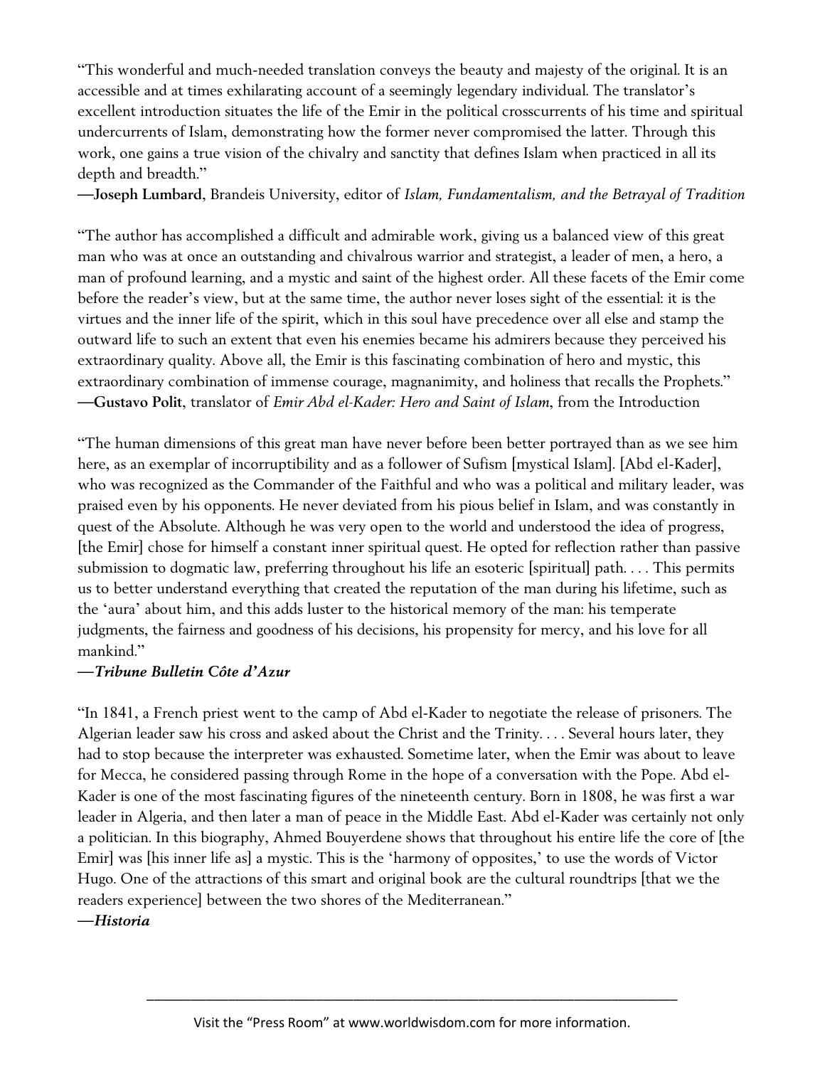"This wonderful and much-needed translation conveys the beauty and majesty of the original. It is an accessible and at times exhilarating account of a seemingly legendary individual. The translator's excellent introduction situates the life of the Emir in the political crosscurrents of his time and spiritual undercurrents of Islam, demonstrating how the former never compromised the latter. Through this work, one gains a true vision of the chivalry and sanctity that defines Islam when practiced in all its depth and breadth."
**—Joseph Lumbard**, Brandeis University, editor of *Islam, Fundamentalism, and the Betrayal of Tradition*

"The author has accomplished a difficult and admirable work, giving us a balanced view of this great man who was at once an outstanding and chivalrous warrior and strategist, a leader of men, a hero, a man of profound learning, and a mystic and saint of the highest order. All these facets of the Emir come before the reader's view, but at the same time, the author never loses sight of the essential: it is the virtues and the inner life of the spirit, which in this soul have precedence over all else and stamp the outward life to such an extent that even his enemies became his admirers because they perceived his extraordinary quality. Above all, the Emir is this fascinating combination of hero and mystic, this extraordinary combination of immense courage, magnanimity, and holiness that recalls the Prophets."
**—Gustavo Polit**, translator of *Emir Abd el-Kader: Hero and Saint of Islam*, from the Introduction

"The human dimensions of this great man have never before been better portrayed than as we see him here, as an exemplar of incorruptibility and as a follower of Sufism [mystical Islam]. [Abd el-Kader], who was recognized as the Commander of the Faithful and who was a political and military leader, was praised even by his opponents. He never deviated from his pious belief in Islam, and was constantly in quest of the Absolute. Although he was very open to the world and understood the idea of progress, [the Emir] chose for himself a constant inner spiritual quest. He opted for reflection rather than passive submission to dogmatic law, preferring throughout his life an esoteric [spiritual] path. . . . This permits us to better understand everything that created the reputation of the man during his lifetime, such as the 'aura' about him, and this adds luster to the historical memory of the man: his temperate judgments, the fairness and goodness of his decisions, his propensity for mercy, and his love for all mankind."
***—Tribune Bulletin Côte d'Azur***

"In 1841, a French priest went to the camp of Abd el-Kader to negotiate the release of prisoners. The Algerian leader saw his cross and asked about the Christ and the Trinity. . . . Several hours later, they had to stop because the interpreter was exhausted. Sometime later, when the Emir was about to leave for Mecca, he considered passing through Rome in the hope of a conversation with the Pope. Abd el-Kader is one of the most fascinating figures of the nineteenth century. Born in 1808, he was first a war leader in Algeria, and then later a man of peace in the Middle East. Abd el-Kader was certainly not only a politician. In this biography, Ahmed Bouyerdene shows that throughout his entire life the core of [the Emir] was [his inner life as] a mystic. This is the 'harmony of opposites,' to use the words of Victor Hugo. One of the attractions of this smart and original book are the cultural roundtrips [that we the readers experience] between the two shores of the Mediterranean."
***—Historia***

Visit the "Press Room" at www.worldwisdom.com for more information.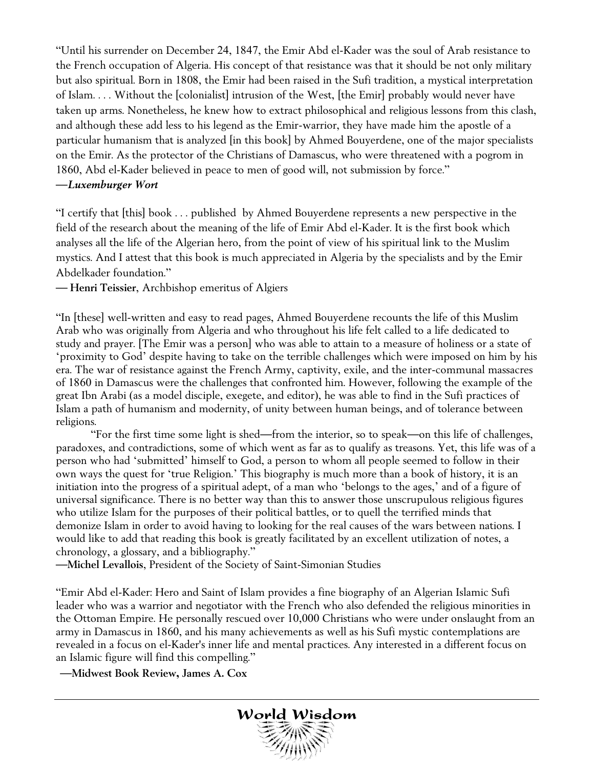"Until his surrender on December 24, 1847, the Emir Abd el-Kader was the soul of Arab resistance to the French occupation of Algeria. His concept of that resistance was that it should be not only military but also spiritual. Born in 1808, the Emir had been raised in the Sufi tradition, a mystical interpretation of Islam. . . . Without the [colonialist] intrusion of the West, [the Emir] probably would never have taken up arms. Nonetheless, he knew how to extract philosophical and religious lessons from this clash, and although these add less to his legend as the Emir-warrior, they have made him the apostle of a particular humanism that is analyzed [in this book] by Ahmed Bouyerdene, one of the major specialists on the Emir. As the protector of the Christians of Damascus, who were threatened with a pogrom in 1860, Abd el-Kader believed in peace to men of good will, not submission by force."
***—Luxemburger Wort***

"I certify that [this] book . . . published by Ahmed Bouyerdene represents a new perspective in the field of the research about the meaning of the life of Emir Abd el-Kader. It is the first book which analyses all the life of the Algerian hero, from the point of view of his spiritual link to the Muslim mystics. And I attest that this book is much appreciated in Algeria by the specialists and by the Emir Abdelkader foundation."
**— Henri Teissier**, Archbishop emeritus of Algiers

"In [these] well-written and easy to read pages, Ahmed Bouyerdene recounts the life of this Muslim Arab who was originally from Algeria and who throughout his life felt called to a life dedicated to study and prayer. [The Emir was a person] who was able to attain to a measure of holiness or a state of 'proximity to God' despite having to take on the terrible challenges which were imposed on him by his era. The war of resistance against the French Army, captivity, exile, and the inter-communal massacres of 1860 in Damascus were the challenges that confronted him. However, following the example of the great Ibn Arabi (as a model disciple, exegete, and editor), he was able to find in the Sufi practices of Islam a path of humanism and modernity, of unity between human beings, and of tolerance between religions.

"For the first time some light is shed—from the interior, so to speak—on this life of challenges, paradoxes, and contradictions, some of which went as far as to qualify as treasons. Yet, this life was of a person who had 'submitted' himself to God, a person to whom all people seemed to follow in their own ways the quest for 'true Religion.' This biography is much more than a book of history, it is an initiation into the progress of a spiritual adept, of a man who 'belongs to the ages,' and of a figure of universal significance. There is no better way than this to answer those unscrupulous religious figures who utilize Islam for the purposes of their political battles, or to quell the terrified minds that demonize Islam in order to avoid having to looking for the real causes of the wars between nations. I would like to add that reading this book is greatly facilitated by an excellent utilization of notes, a chronology, a glossary, and a bibliography."
**—Michel Levallois**, President of the Society of Saint-Simonian Studies

"Emir Abd el-Kader: Hero and Saint of Islam provides a fine biography of an Algerian Islamic Sufi leader who was a warrior and negotiator with the French who also defended the religious minorities in the Ottoman Empire. He personally rescued over 10,000 Christians who were under onslaught from an army in Damascus in 1860, and his many achievements as well as his Sufi mystic contemplations are revealed in a focus on el-Kader's inner life and mental practices. Any interested in a different focus on an Islamic figure will find this compelling."
**—Midwest Book Review, James A. Cox**

World Wisdom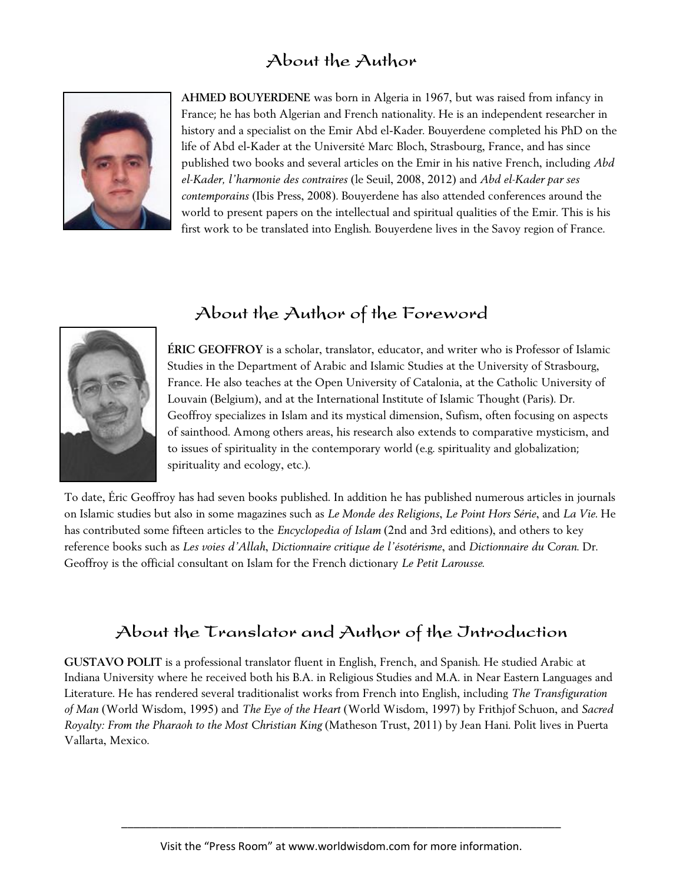## About the Author

**AHMED BOUYERDENE** was born in Algeria in 1967, but was raised from infancy in France; he has both Algerian and French nationality. He is an independent researcher in history and a specialist on the Emir Abd el-Kader. Bouyerdene completed his PhD on the life of Abd el-Kader at the Université Marc Bloch, Strasbourg, France, and has since published two books and several articles on the Emir in his native French, including *Abd el-Kader, l'harmonie des contraires* (le Seuil, 2008, 2012) and *Abd el-Kader par ses contemporains* (Ibis Press, 2008). Bouyerdene has also attended conferences around the world to present papers on the intellectual and spiritual qualities of the Emir. This is his first work to be translated into English. Bouyerdene lives in the Savoy region of France.

## About the Author of the Foreword

**ÉRIC GEOFFROY** is a scholar, translator, educator, and writer who is Professor of Islamic Studies in the Department of Arabic and Islamic Studies at the University of Strasbourg, France. He also teaches at the Open University of Catalonia, at the Catholic University of Louvain (Belgium), and at the International Institute of Islamic Thought (Paris). Dr. Geoffroy specializes in Islam and its mystical dimension, Sufism, often focusing on aspects of sainthood. Among others areas, his research also extends to comparative mysticism, and to issues of spirituality in the contemporary world (e.g. spirituality and globalization; spirituality and ecology, etc.).

To date, Éric Geoffroy has had seven books published. In addition he has published numerous articles in journals on Islamic studies but also in some magazines such as *Le Monde des Religions*, *Le Point Hors Série*, and *La Vie*. He has contributed some fifteen articles to the *Encyclopedia of Islam* (2nd and 3rd editions), and others to key reference books such as *Les voies d'Allah*, *Dictionnaire critique de l'ésotérisme*, and *Dictionnaire du Coran*. Dr. Geoffroy is the official consultant on Islam for the French dictionary *Le Petit Larousse*.

## About the Translator and Author of the Introduction

**GUSTAVO POLIT** is a professional translator fluent in English, French, and Spanish. He studied Arabic at Indiana University where he received both his B.A. in Religious Studies and M.A. in Near Eastern Languages and Literature. He has rendered several traditionalist works from French into English, including *The Transfiguration of Man* (World Wisdom, 1995) and *The Eye of the Heart* (World Wisdom, 1997) by Frithjof Schuon, and *Sacred Royalty: From the Pharaoh to the Most Christian King* (Matheson Trust, 2011) by Jean Hani. Polit lives in Puerta Vallarta, Mexico.

Visit the "Press Room" at www.worldwisdom.com for more information.